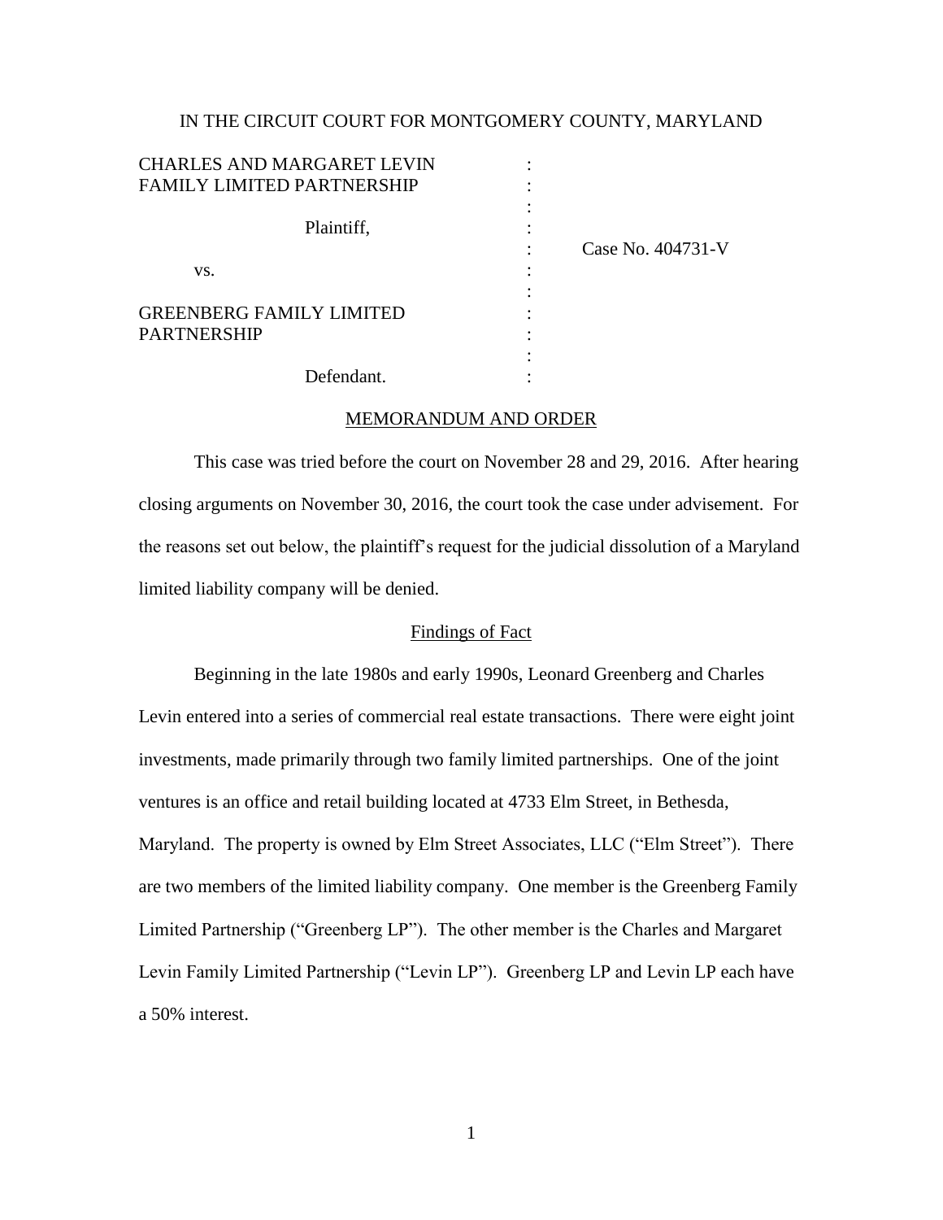IN THE CIRCUIT COURT FOR MONTGOMERY COUNTY, MARYLAND

| | | |
|---|---|---|
| CHARLES AND MARGARET LEVIN FAMILY LIMITED PARTNERSHIP | : | |
| Plaintiff, | : | Case No. 404731-V |
| vs. | : | |
| GREENBERG FAMILY LIMITED PARTNERSHIP | : | |
| Defendant. | : | |

## MEMORANDUM AND ORDER

This case was tried before the court on November 28 and 29, 2016. After hearing closing arguments on November 30, 2016, the court took the case under advisement. For the reasons set out below, the plaintiff's request for the judicial dissolution of a Maryland limited liability company will be denied.

### Findings of Fact

Beginning in the late 1980s and early 1990s, Leonard Greenberg and Charles Levin entered into a series of commercial real estate transactions. There were eight joint investments, made primarily through two family limited partnerships. One of the joint ventures is an office and retail building located at 4733 Elm Street, in Bethesda, Maryland. The property is owned by Elm Street Associates, LLC ("Elm Street"). There are two members of the limited liability company. One member is the Greenberg Family Limited Partnership ("Greenberg LP"). The other member is the Charles and Margaret Levin Family Limited Partnership ("Levin LP"). Greenberg LP and Levin LP each have a 50% interest.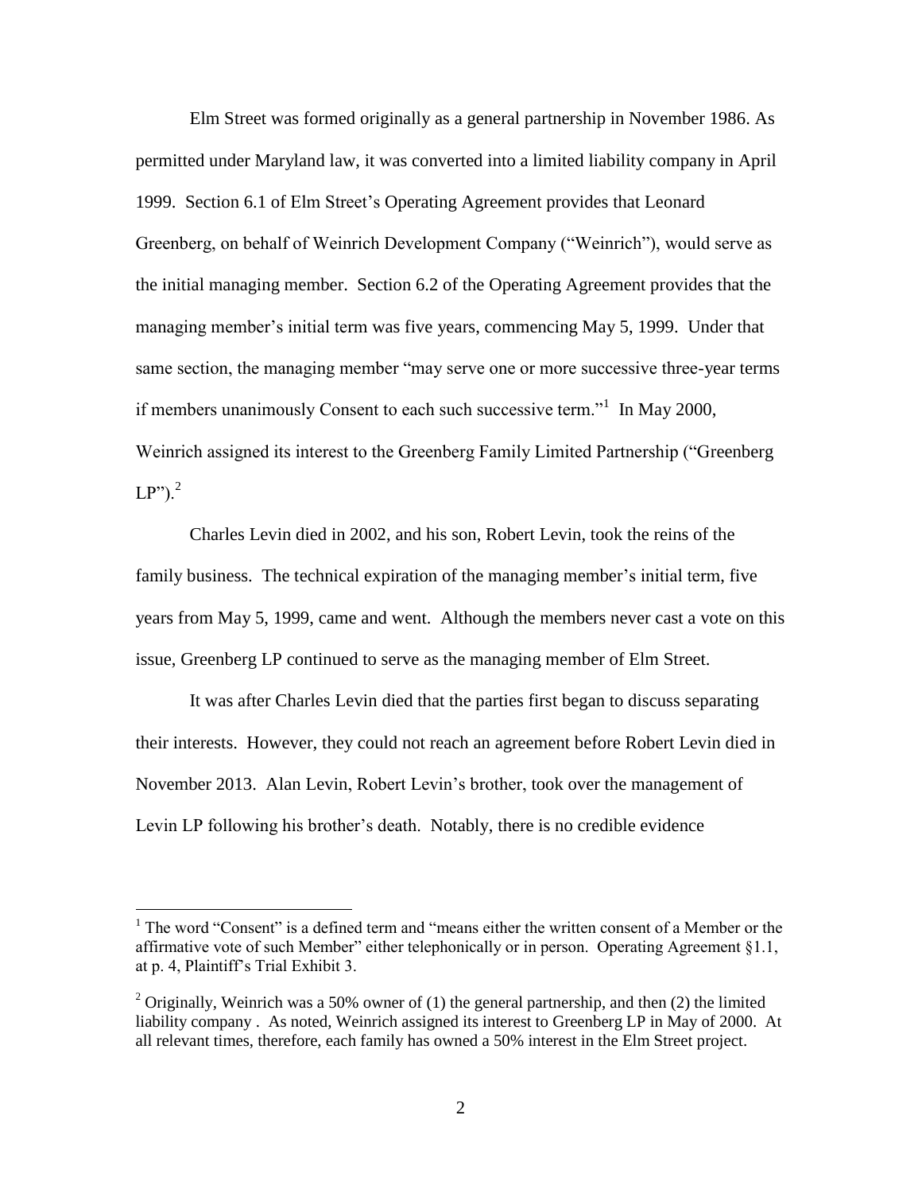Elm Street was formed originally as a general partnership in November 1986. As permitted under Maryland law, it was converted into a limited liability company in April 1999. Section 6.1 of Elm Street's Operating Agreement provides that Leonard Greenberg, on behalf of Weinrich Development Company ("Weinrich"), would serve as the initial managing member. Section 6.2 of the Operating Agreement provides that the managing member's initial term was five years, commencing May 5, 1999. Under that same section, the managing member "may serve one or more successive three-year terms if members unanimously Consent to each such successive term."[1] In May 2000, Weinrich assigned its interest to the Greenberg Family Limited Partnership ("Greenberg LP").[2]

Charles Levin died in 2002, and his son, Robert Levin, took the reins of the family business. The technical expiration of the managing member's initial term, five years from May 5, 1999, came and went. Although the members never cast a vote on this issue, Greenberg LP continued to serve as the managing member of Elm Street.

It was after Charles Levin died that the parties first began to discuss separating their interests. However, they could not reach an agreement before Robert Levin died in November 2013. Alan Levin, Robert Levin's brother, took over the management of Levin LP following his brother's death. Notably, there is no credible evidence

---

[1] The word "Consent" is a defined term and "means either the written consent of a Member or the affirmative vote of such Member" either telephonically or in person. Operating Agreement §1.1, at p. 4, Plaintiff's Trial Exhibit 3.

[2] Originally, Weinrich was a 50% owner of (1) the general partnership, and then (2) the limited liability company . As noted, Weinrich assigned its interest to Greenberg LP in May of 2000. At all relevant times, therefore, each family has owned a 50% interest in the Elm Street project.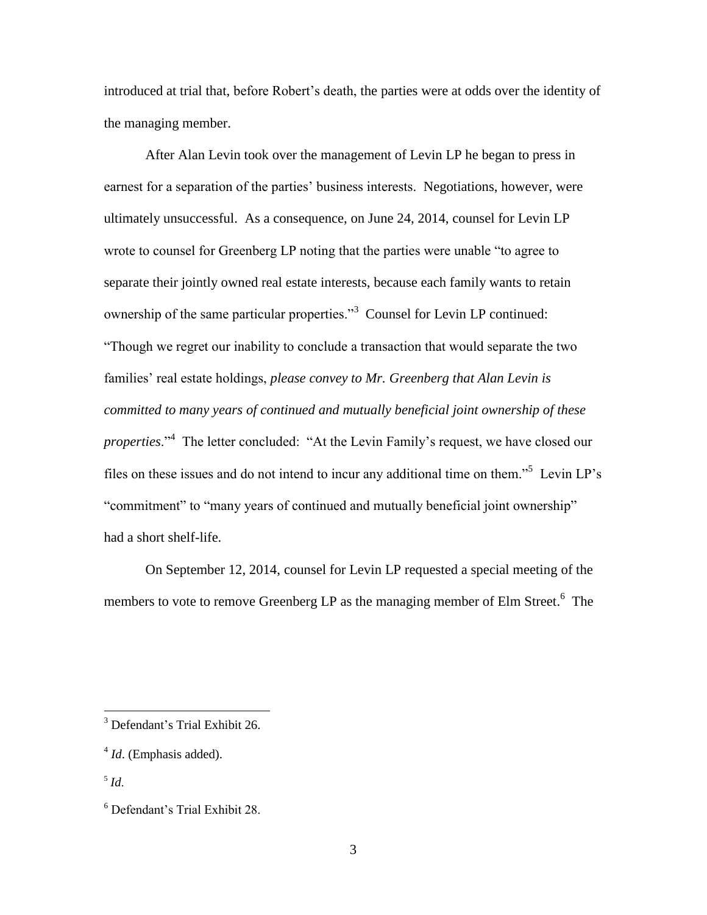introduced at trial that, before Robert's death, the parties were at odds over the identity of the managing member.

After Alan Levin took over the management of Levin LP he began to press in earnest for a separation of the parties' business interests. Negotiations, however, were ultimately unsuccessful. As a consequence, on June 24, 2014, counsel for Levin LP wrote to counsel for Greenberg LP noting that the parties were unable "to agree to separate their jointly owned real estate interests, because each family wants to retain ownership of the same particular properties."[3] Counsel for Levin LP continued: "Though we regret our inability to conclude a transaction that would separate the two families' real estate holdings, *please convey to Mr. Greenberg that Alan Levin is committed to many years of continued and mutually beneficial joint ownership of these properties*."[4] The letter concluded: "At the Levin Family's request, we have closed our files on these issues and do not intend to incur any additional time on them."[5] Levin LP's "commitment" to "many years of continued and mutually beneficial joint ownership" had a short shelf-life.

On September 12, 2014, counsel for Levin LP requested a special meeting of the members to vote to remove Greenberg LP as the managing member of Elm Street.[6] The

---

[3] Defendant's Trial Exhibit 26.

[4] *Id*. (Emphasis added).

[5] *Id.*

[6] Defendant's Trial Exhibit 28.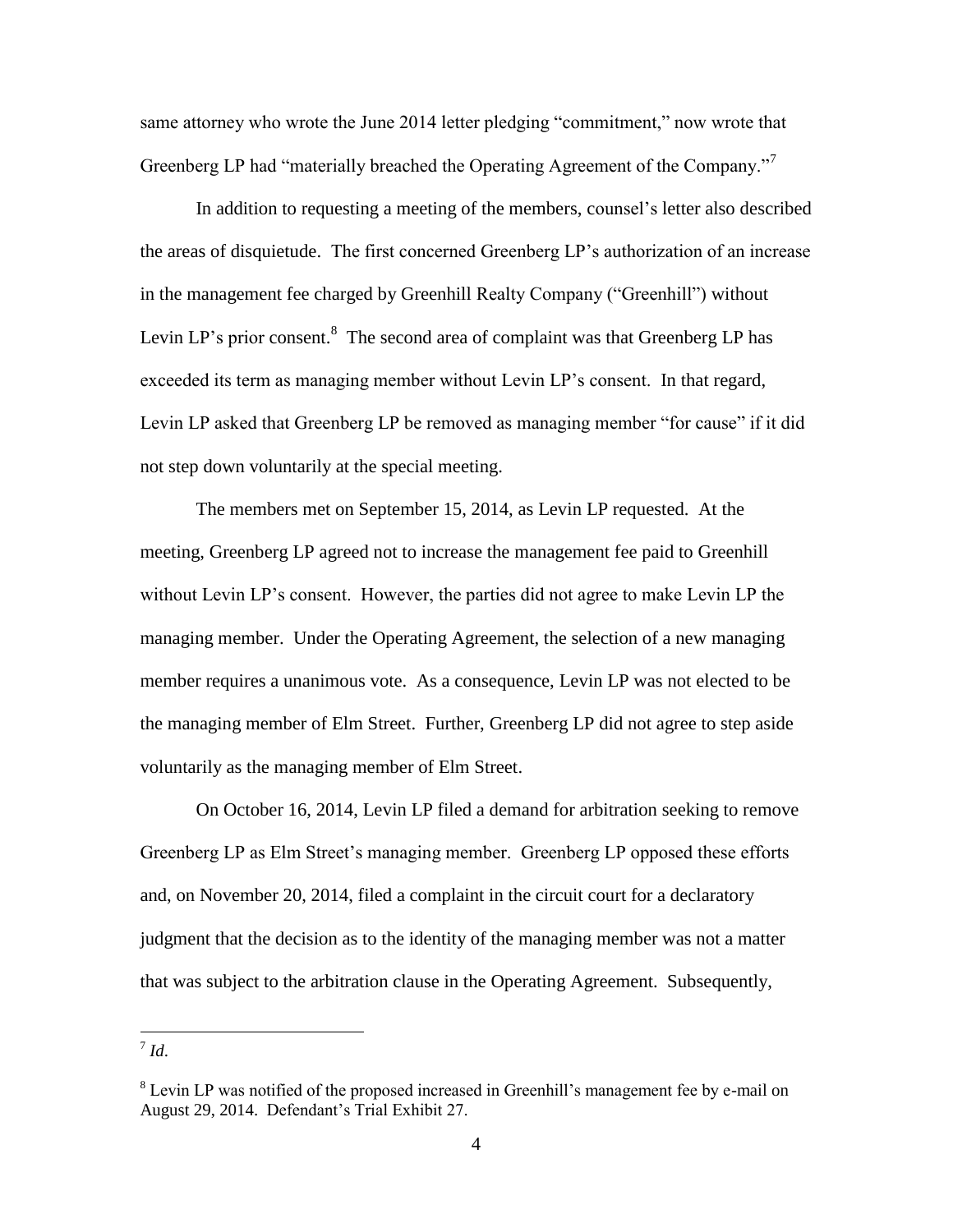same attorney who wrote the June 2014 letter pledging "commitment," now wrote that Greenberg LP had "materially breached the Operating Agreement of the Company."[7]

In addition to requesting a meeting of the members, counsel's letter also described the areas of disquietude. The first concerned Greenberg LP's authorization of an increase in the management fee charged by Greenhill Realty Company ("Greenhill") without Levin LP's prior consent.[8] The second area of complaint was that Greenberg LP has exceeded its term as managing member without Levin LP's consent. In that regard, Levin LP asked that Greenberg LP be removed as managing member "for cause" if it did not step down voluntarily at the special meeting.

The members met on September 15, 2014, as Levin LP requested. At the meeting, Greenberg LP agreed not to increase the management fee paid to Greenhill without Levin LP's consent. However, the parties did not agree to make Levin LP the managing member. Under the Operating Agreement, the selection of a new managing member requires a unanimous vote. As a consequence, Levin LP was not elected to be the managing member of Elm Street. Further, Greenberg LP did not agree to step aside voluntarily as the managing member of Elm Street.

On October 16, 2014, Levin LP filed a demand for arbitration seeking to remove Greenberg LP as Elm Street's managing member. Greenberg LP opposed these efforts and, on November 20, 2014, filed a complaint in the circuit court for a declaratory judgment that the decision as to the identity of the managing member was not a matter that was subject to the arbitration clause in the Operating Agreement. Subsequently,

---

[7] *Id*.

[8] Levin LP was notified of the proposed increased in Greenhill's management fee by e-mail on August 29, 2014. Defendant's Trial Exhibit 27.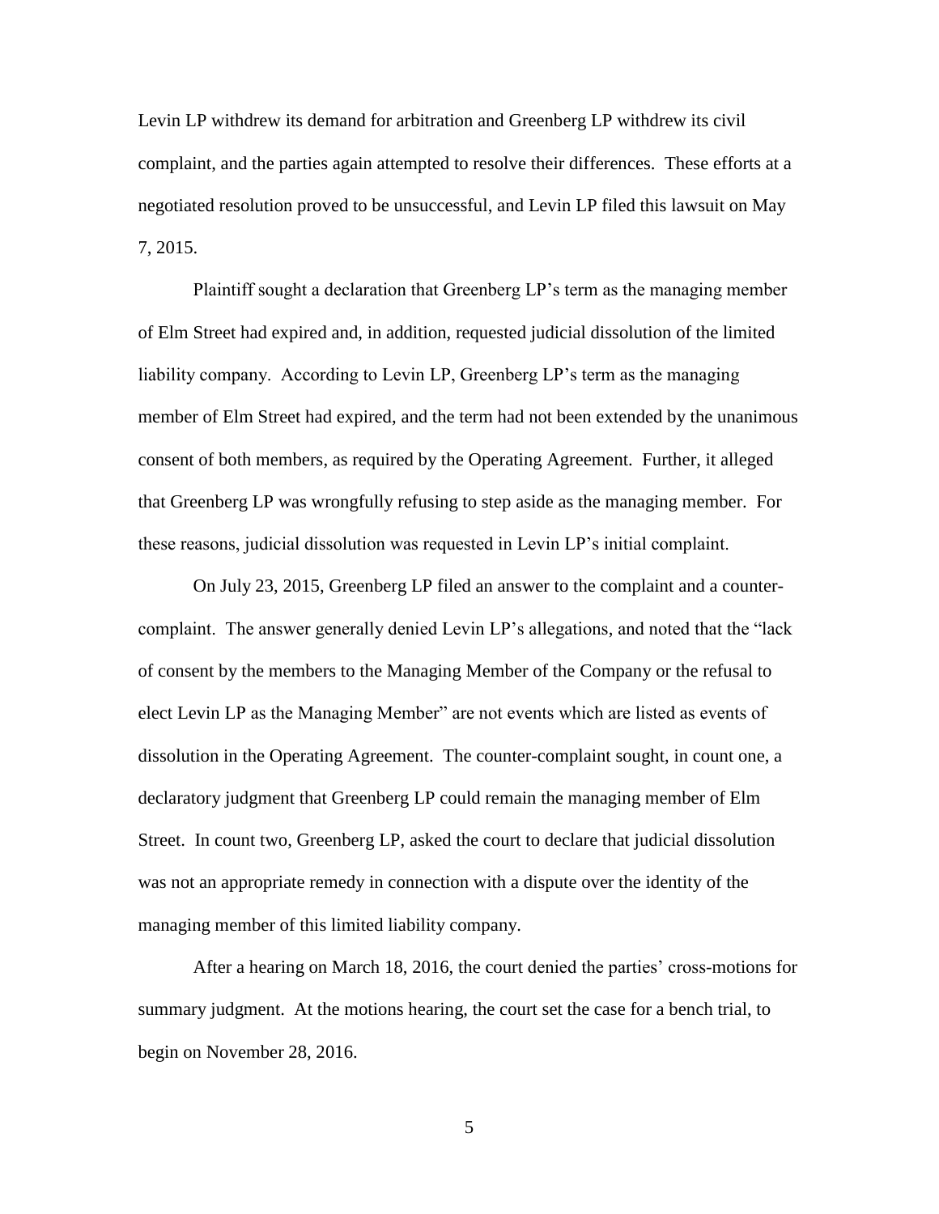Levin LP withdrew its demand for arbitration and Greenberg LP withdrew its civil complaint, and the parties again attempted to resolve their differences. These efforts at a negotiated resolution proved to be unsuccessful, and Levin LP filed this lawsuit on May 7, 2015.

Plaintiff sought a declaration that Greenberg LP's term as the managing member of Elm Street had expired and, in addition, requested judicial dissolution of the limited liability company. According to Levin LP, Greenberg LP's term as the managing member of Elm Street had expired, and the term had not been extended by the unanimous consent of both members, as required by the Operating Agreement. Further, it alleged that Greenberg LP was wrongfully refusing to step aside as the managing member. For these reasons, judicial dissolution was requested in Levin LP's initial complaint.

On July 23, 2015, Greenberg LP filed an answer to the complaint and a counter-complaint. The answer generally denied Levin LP's allegations, and noted that the "lack of consent by the members to the Managing Member of the Company or the refusal to elect Levin LP as the Managing Member" are not events which are listed as events of dissolution in the Operating Agreement. The counter-complaint sought, in count one, a declaratory judgment that Greenberg LP could remain the managing member of Elm Street. In count two, Greenberg LP, asked the court to declare that judicial dissolution was not an appropriate remedy in connection with a dispute over the identity of the managing member of this limited liability company.

After a hearing on March 18, 2016, the court denied the parties' cross-motions for summary judgment. At the motions hearing, the court set the case for a bench trial, to begin on November 28, 2016.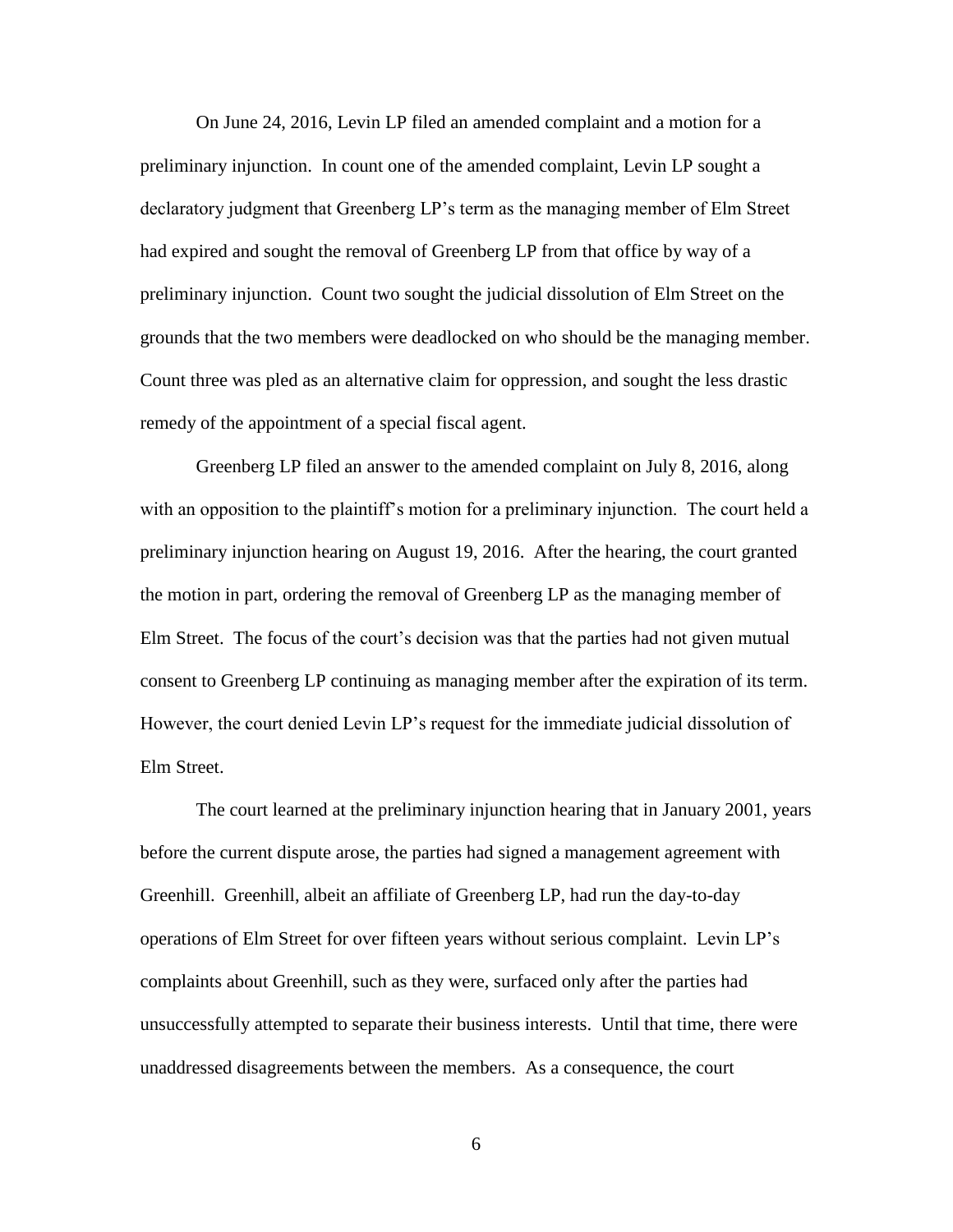On June 24, 2016, Levin LP filed an amended complaint and a motion for a preliminary injunction. In count one of the amended complaint, Levin LP sought a declaratory judgment that Greenberg LP's term as the managing member of Elm Street had expired and sought the removal of Greenberg LP from that office by way of a preliminary injunction. Count two sought the judicial dissolution of Elm Street on the grounds that the two members were deadlocked on who should be the managing member. Count three was pled as an alternative claim for oppression, and sought the less drastic remedy of the appointment of a special fiscal agent.

Greenberg LP filed an answer to the amended complaint on July 8, 2016, along with an opposition to the plaintiff's motion for a preliminary injunction. The court held a preliminary injunction hearing on August 19, 2016. After the hearing, the court granted the motion in part, ordering the removal of Greenberg LP as the managing member of Elm Street. The focus of the court's decision was that the parties had not given mutual consent to Greenberg LP continuing as managing member after the expiration of its term. However, the court denied Levin LP's request for the immediate judicial dissolution of Elm Street.

The court learned at the preliminary injunction hearing that in January 2001, years before the current dispute arose, the parties had signed a management agreement with Greenhill. Greenhill, albeit an affiliate of Greenberg LP, had run the day-to-day operations of Elm Street for over fifteen years without serious complaint. Levin LP's complaints about Greenhill, such as they were, surfaced only after the parties had unsuccessfully attempted to separate their business interests. Until that time, there were unaddressed disagreements between the members. As a consequence, the court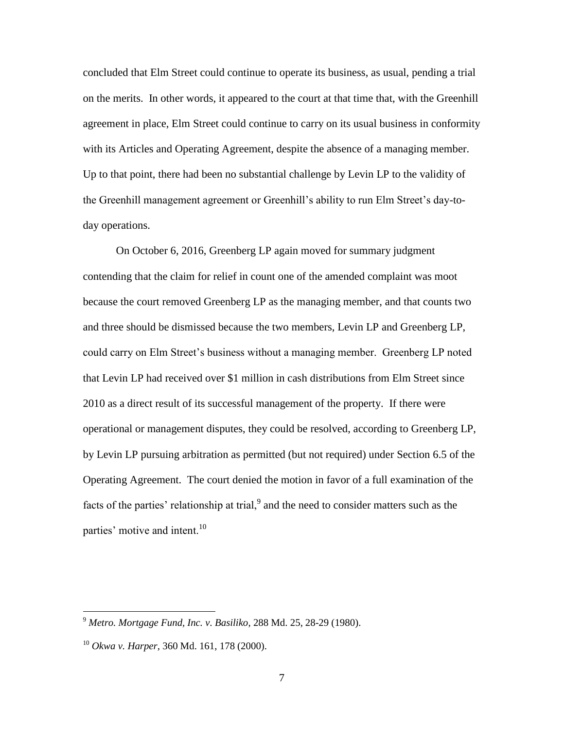concluded that Elm Street could continue to operate its business, as usual, pending a trial on the merits. In other words, it appeared to the court at that time that, with the Greenhill agreement in place, Elm Street could continue to carry on its usual business in conformity with its Articles and Operating Agreement, despite the absence of a managing member. Up to that point, there had been no substantial challenge by Levin LP to the validity of the Greenhill management agreement or Greenhill's ability to run Elm Street's day-to-day operations.

On October 6, 2016, Greenberg LP again moved for summary judgment contending that the claim for relief in count one of the amended complaint was moot because the court removed Greenberg LP as the managing member, and that counts two and three should be dismissed because the two members, Levin LP and Greenberg LP, could carry on Elm Street's business without a managing member. Greenberg LP noted that Levin LP had received over $1 million in cash distributions from Elm Street since 2010 as a direct result of its successful management of the property. If there were operational or management disputes, they could be resolved, according to Greenberg LP, by Levin LP pursuing arbitration as permitted (but not required) under Section 6.5 of the Operating Agreement. The court denied the motion in favor of a full examination of the facts of the parties' relationship at trial,[9] and the need to consider matters such as the parties' motive and intent.[10]

---

[9] *Metro. Mortgage Fund, Inc. v. Basiliko*, 288 Md. 25, 28-29 (1980).

[10] *Okwa v. Harper*, 360 Md. 161, 178 (2000).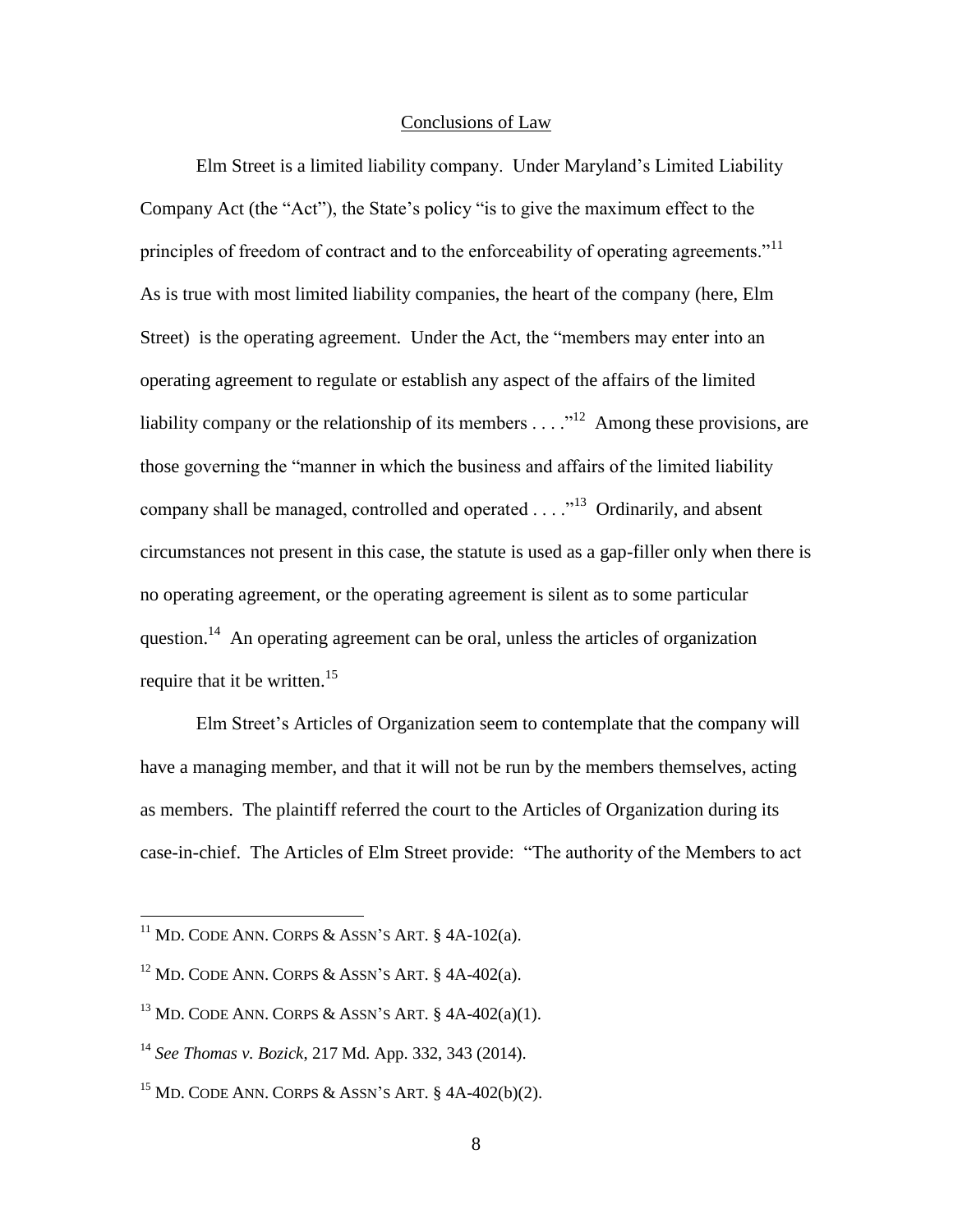## Conclusions of Law

Elm Street is a limited liability company. Under Maryland's Limited Liability Company Act (the "Act"), the State's policy "is to give the maximum effect to the principles of freedom of contract and to the enforceability of operating agreements."[11] As is true with most limited liability companies, the heart of the company (here, Elm Street) is the operating agreement. Under the Act, the "members may enter into an operating agreement to regulate or establish any aspect of the affairs of the limited liability company or the relationship of its members . . . ."[12] Among these provisions, are those governing the "manner in which the business and affairs of the limited liability company shall be managed, controlled and operated . . . ."[13] Ordinarily, and absent circumstances not present in this case, the statute is used as a gap-filler only when there is no operating agreement, or the operating agreement is silent as to some particular question.[14] An operating agreement can be oral, unless the articles of organization require that it be written.[15]

Elm Street's Articles of Organization seem to contemplate that the company will have a managing member, and that it will not be run by the members themselves, acting as members. The plaintiff referred the court to the Articles of Organization during its case-in-chief. The Articles of Elm Street provide: "The authority of the Members to act

---

[11] MD. CODE ANN. CORPS & ASSN'S ART. § 4A-102(a).

[12] MD. CODE ANN. CORPS & ASSN'S ART. § 4A-402(a).

[13] MD. CODE ANN. CORPS & ASSN'S ART. § 4A-402(a)(1).

[14] *See Thomas v. Bozick*, 217 Md. App. 332, 343 (2014).

[15] MD. CODE ANN. CORPS & ASSN'S ART. § 4A-402(b)(2).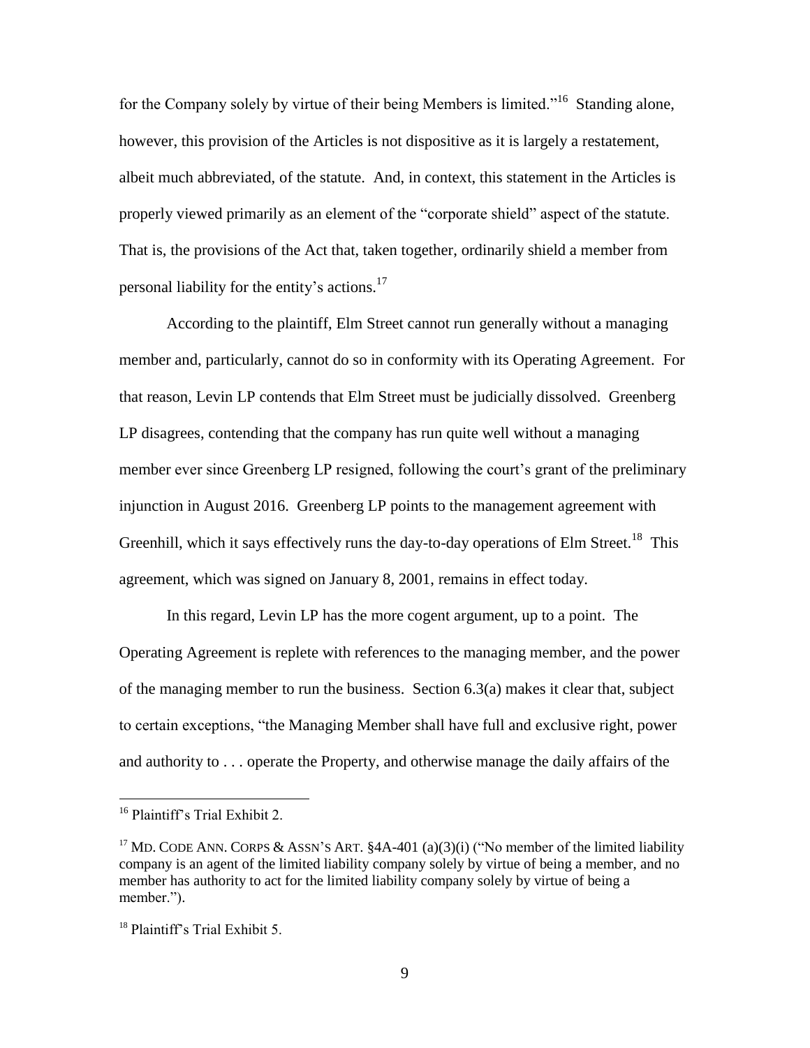for the Company solely by virtue of their being Members is limited."[16] Standing alone, however, this provision of the Articles is not dispositive as it is largely a restatement, albeit much abbreviated, of the statute. And, in context, this statement in the Articles is properly viewed primarily as an element of the "corporate shield" aspect of the statute. That is, the provisions of the Act that, taken together, ordinarily shield a member from personal liability for the entity's actions.[17]

According to the plaintiff, Elm Street cannot run generally without a managing member and, particularly, cannot do so in conformity with its Operating Agreement. For that reason, Levin LP contends that Elm Street must be judicially dissolved. Greenberg LP disagrees, contending that the company has run quite well without a managing member ever since Greenberg LP resigned, following the court's grant of the preliminary injunction in August 2016. Greenberg LP points to the management agreement with Greenhill, which it says effectively runs the day-to-day operations of Elm Street.[18] This agreement, which was signed on January 8, 2001, remains in effect today.

In this regard, Levin LP has the more cogent argument, up to a point. The Operating Agreement is replete with references to the managing member, and the power of the managing member to run the business. Section 6.3(a) makes it clear that, subject to certain exceptions, "the Managing Member shall have full and exclusive right, power and authority to . . . operate the Property, and otherwise manage the daily affairs of the

---

[16] Plaintiff's Trial Exhibit 2.

[17] MD. CODE ANN. CORPS & ASSN'S ART. §4A-401 (a)(3)(i) ("No member of the limited liability company is an agent of the limited liability company solely by virtue of being a member, and no member has authority to act for the limited liability company solely by virtue of being a member.").

[18] Plaintiff's Trial Exhibit 5.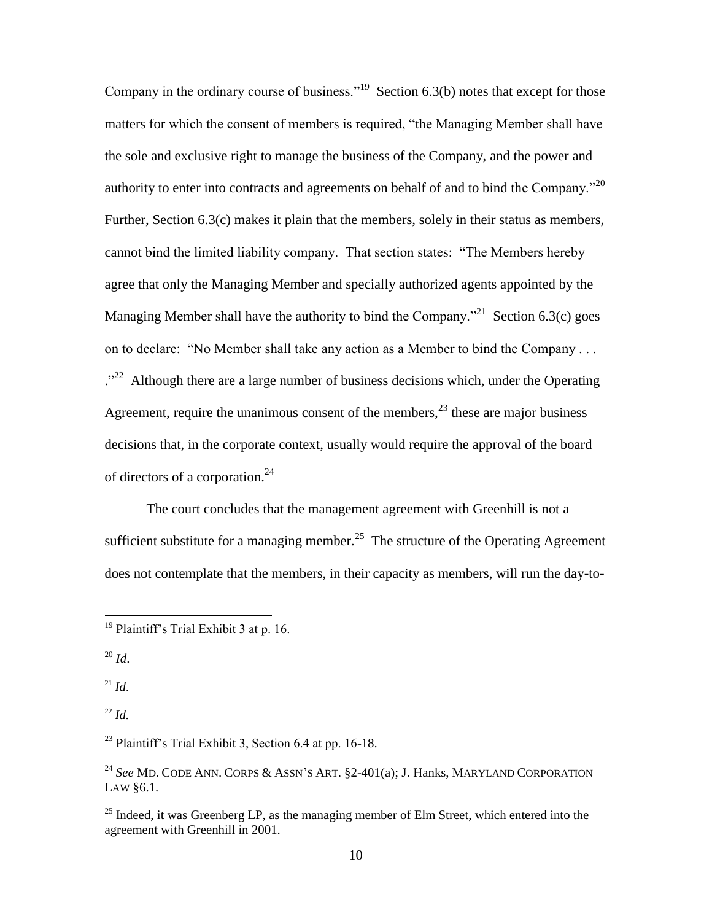Company in the ordinary course of business."[19] Section 6.3(b) notes that except for those matters for which the consent of members is required, "the Managing Member shall have the sole and exclusive right to manage the business of the Company, and the power and authority to enter into contracts and agreements on behalf of and to bind the Company."[20] Further, Section 6.3(c) makes it plain that the members, solely in their status as members, cannot bind the limited liability company. That section states: "The Members hereby agree that only the Managing Member and specially authorized agents appointed by the Managing Member shall have the authority to bind the Company."[21] Section 6.3(c) goes on to declare: "No Member shall take any action as a Member to bind the Company . . . ."[22] Although there are a large number of business decisions which, under the Operating Agreement, require the unanimous consent of the members,[23] these are major business decisions that, in the corporate context, usually would require the approval of the board of directors of a corporation.[24]

The court concludes that the management agreement with Greenhill is not a sufficient substitute for a managing member.[25] The structure of the Operating Agreement does not contemplate that the members, in their capacity as members, will run the day-to-

---

[19] Plaintiff's Trial Exhibit 3 at p. 16.

[20] *Id*.

[21] *Id.*

[22] *Id.*

[23] Plaintiff's Trial Exhibit 3, Section 6.4 at pp. 16-18.

[24] *See* MD. CODE ANN. CORPS & ASSN'S ART. §2-401(a); J. Hanks, MARYLAND CORPORATION LAW §6.1.

[25] Indeed, it was Greenberg LP, as the managing member of Elm Street, which entered into the agreement with Greenhill in 2001.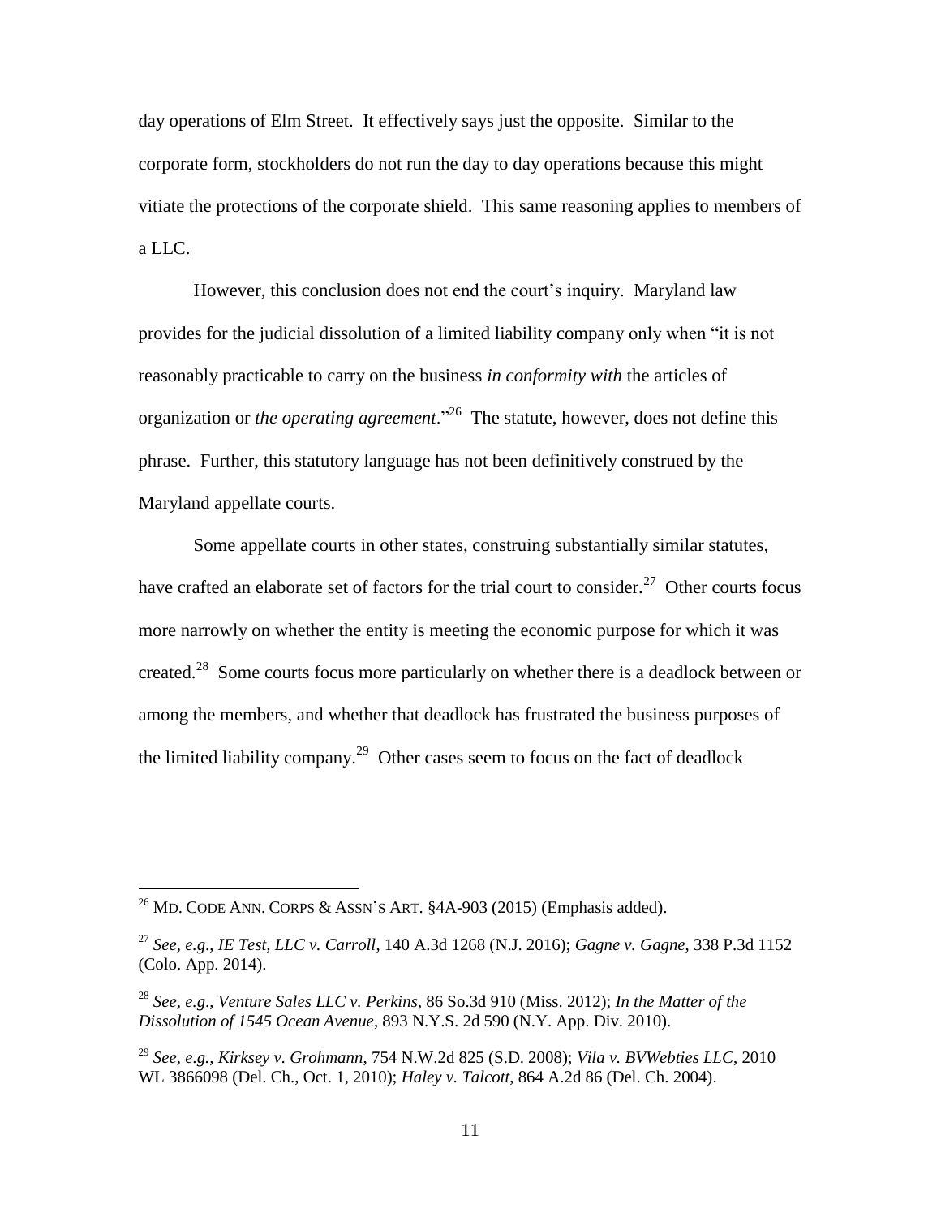day operations of Elm Street. It effectively says just the opposite. Similar to the corporate form, stockholders do not run the day to day operations because this might vitiate the protections of the corporate shield. This same reasoning applies to members of a LLC.

However, this conclusion does not end the court's inquiry. Maryland law provides for the judicial dissolution of a limited liability company only when "it is not reasonably practicable to carry on the business *in conformity with* the articles of organization or *the operating agreement*."[26] The statute, however, does not define this phrase. Further, this statutory language has not been definitively construed by the Maryland appellate courts.

Some appellate courts in other states, construing substantially similar statutes, have crafted an elaborate set of factors for the trial court to consider.[27] Other courts focus more narrowly on whether the entity is meeting the economic purpose for which it was created.[28] Some courts focus more particularly on whether there is a deadlock between or among the members, and whether that deadlock has frustrated the business purposes of the limited liability company.[29] Other cases seem to focus on the fact of deadlock

---

[26] MD. CODE ANN. CORPS & ASSN'S ART. §4A-903 (2015) (Emphasis added).

[27] *See, e.g*., *IE Test, LLC v. Carroll*, 140 A.3d 1268 (N.J. 2016); *Gagne v. Gagne*, 338 P.3d 1152 (Colo. App. 2014).

[28] *See, e.g*., *Venture Sales LLC v. Perkins*, 86 So.3d 910 (Miss. 2012); *In the Matter of the Dissolution of 1545 Ocean Avenue*, 893 N.Y.S. 2d 590 (N.Y. App. Div. 2010).

[29] *See, e.g., Kirksey v. Grohmann*, 754 N.W.2d 825 (S.D. 2008); *Vila v. BVWebties LLC*, 2010 WL 3866098 (Del. Ch., Oct. 1, 2010); *Haley v. Talcott*, 864 A.2d 86 (Del. Ch. 2004).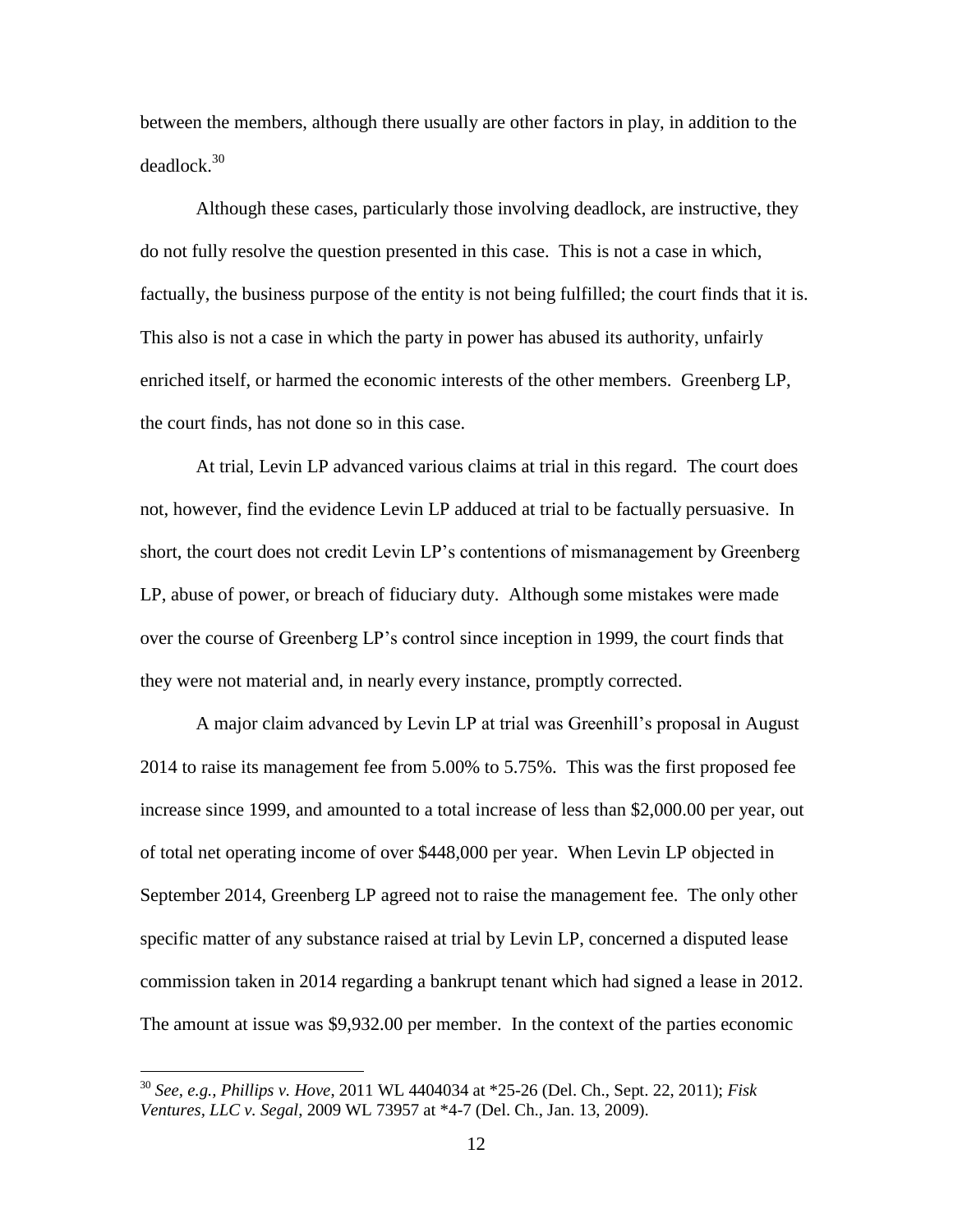between the members, although there usually are other factors in play, in addition to the deadlock.[30]

Although these cases, particularly those involving deadlock, are instructive, they do not fully resolve the question presented in this case. This is not a case in which, factually, the business purpose of the entity is not being fulfilled; the court finds that it is. This also is not a case in which the party in power has abused its authority, unfairly enriched itself, or harmed the economic interests of the other members. Greenberg LP, the court finds, has not done so in this case.

At trial, Levin LP advanced various claims at trial in this regard. The court does not, however, find the evidence Levin LP adduced at trial to be factually persuasive. In short, the court does not credit Levin LP's contentions of mismanagement by Greenberg LP, abuse of power, or breach of fiduciary duty. Although some mistakes were made over the course of Greenberg LP's control since inception in 1999, the court finds that they were not material and, in nearly every instance, promptly corrected.

A major claim advanced by Levin LP at trial was Greenhill's proposal in August 2014 to raise its management fee from 5.00% to 5.75%. This was the first proposed fee increase since 1999, and amounted to a total increase of less than $2,000.00 per year, out of total net operating income of over $448,000 per year. When Levin LP objected in September 2014, Greenberg LP agreed not to raise the management fee. The only other specific matter of any substance raised at trial by Levin LP, concerned a disputed lease commission taken in 2014 regarding a bankrupt tenant which had signed a lease in 2012. The amount at issue was $9,932.00 per member. In the context of the parties economic

---

[30] *See, e.g., Phillips v. Hove*, 2011 WL 4404034 at *25-26 (Del. Ch., Sept. 22, 2011); *Fisk Ventures, LLC v. Segal*, 2009 WL 73957 at *4-7 (Del. Ch., Jan. 13, 2009).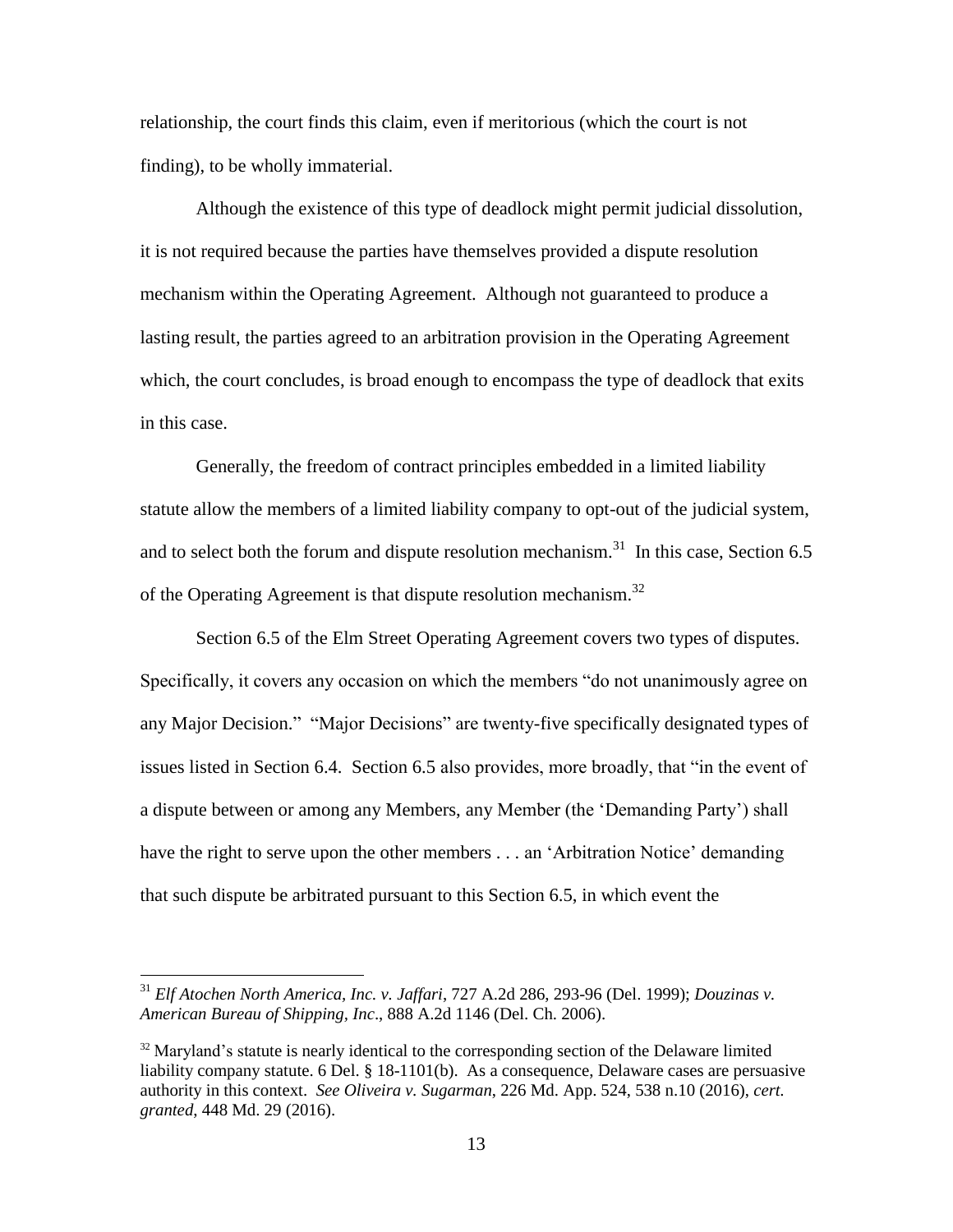relationship, the court finds this claim, even if meritorious (which the court is not finding), to be wholly immaterial.

Although the existence of this type of deadlock might permit judicial dissolution, it is not required because the parties have themselves provided a dispute resolution mechanism within the Operating Agreement. Although not guaranteed to produce a lasting result, the parties agreed to an arbitration provision in the Operating Agreement which, the court concludes, is broad enough to encompass the type of deadlock that exits in this case.

Generally, the freedom of contract principles embedded in a limited liability statute allow the members of a limited liability company to opt-out of the judicial system, and to select both the forum and dispute resolution mechanism.[31] In this case, Section 6.5 of the Operating Agreement is that dispute resolution mechanism.[32]

Section 6.5 of the Elm Street Operating Agreement covers two types of disputes. Specifically, it covers any occasion on which the members "do not unanimously agree on any Major Decision." "Major Decisions" are twenty-five specifically designated types of issues listed in Section 6.4. Section 6.5 also provides, more broadly, that "in the event of a dispute between or among any Members, any Member (the 'Demanding Party') shall have the right to serve upon the other members . . . an 'Arbitration Notice' demanding that such dispute be arbitrated pursuant to this Section 6.5, in which event the

---

[31] *Elf Atochen North America, Inc. v. Jaffari*, 727 A.2d 286, 293-96 (Del. 1999); *Douzinas v. American Bureau of Shipping, Inc*., 888 A.2d 1146 (Del. Ch. 2006).

[32] Maryland's statute is nearly identical to the corresponding section of the Delaware limited liability company statute. 6 Del. § 18-1101(b). As a consequence, Delaware cases are persuasive authority in this context. *See Oliveira v. Sugarman*, 226 Md. App. 524, 538 n.10 (2016), *cert. granted*, 448 Md. 29 (2016).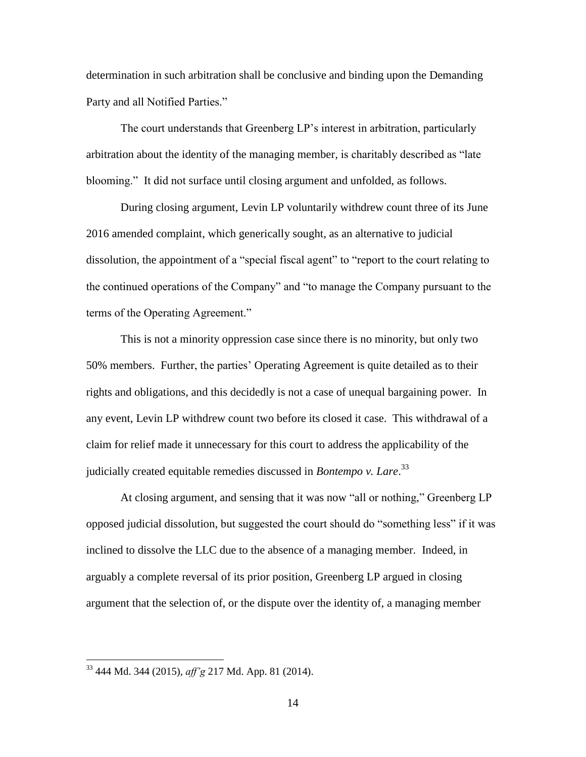determination in such arbitration shall be conclusive and binding upon the Demanding Party and all Notified Parties."

The court understands that Greenberg LP's interest in arbitration, particularly arbitration about the identity of the managing member, is charitably described as "late blooming." It did not surface until closing argument and unfolded, as follows.

During closing argument, Levin LP voluntarily withdrew count three of its June 2016 amended complaint, which generically sought, as an alternative to judicial dissolution, the appointment of a "special fiscal agent" to "report to the court relating to the continued operations of the Company" and "to manage the Company pursuant to the terms of the Operating Agreement."

This is not a minority oppression case since there is no minority, but only two 50% members. Further, the parties' Operating Agreement is quite detailed as to their rights and obligations, and this decidedly is not a case of unequal bargaining power. In any event, Levin LP withdrew count two before its closed it case. This withdrawal of a claim for relief made it unnecessary for this court to address the applicability of the judicially created equitable remedies discussed in *Bontempo v. Lare*.[33]

At closing argument, and sensing that it was now "all or nothing," Greenberg LP opposed judicial dissolution, but suggested the court should do "something less" if it was inclined to dissolve the LLC due to the absence of a managing member. Indeed, in arguably a complete reversal of its prior position, Greenberg LP argued in closing argument that the selection of, or the dispute over the identity of, a managing member

[33] 444 Md. 344 (2015), *aff'g* 217 Md. App. 81 (2014).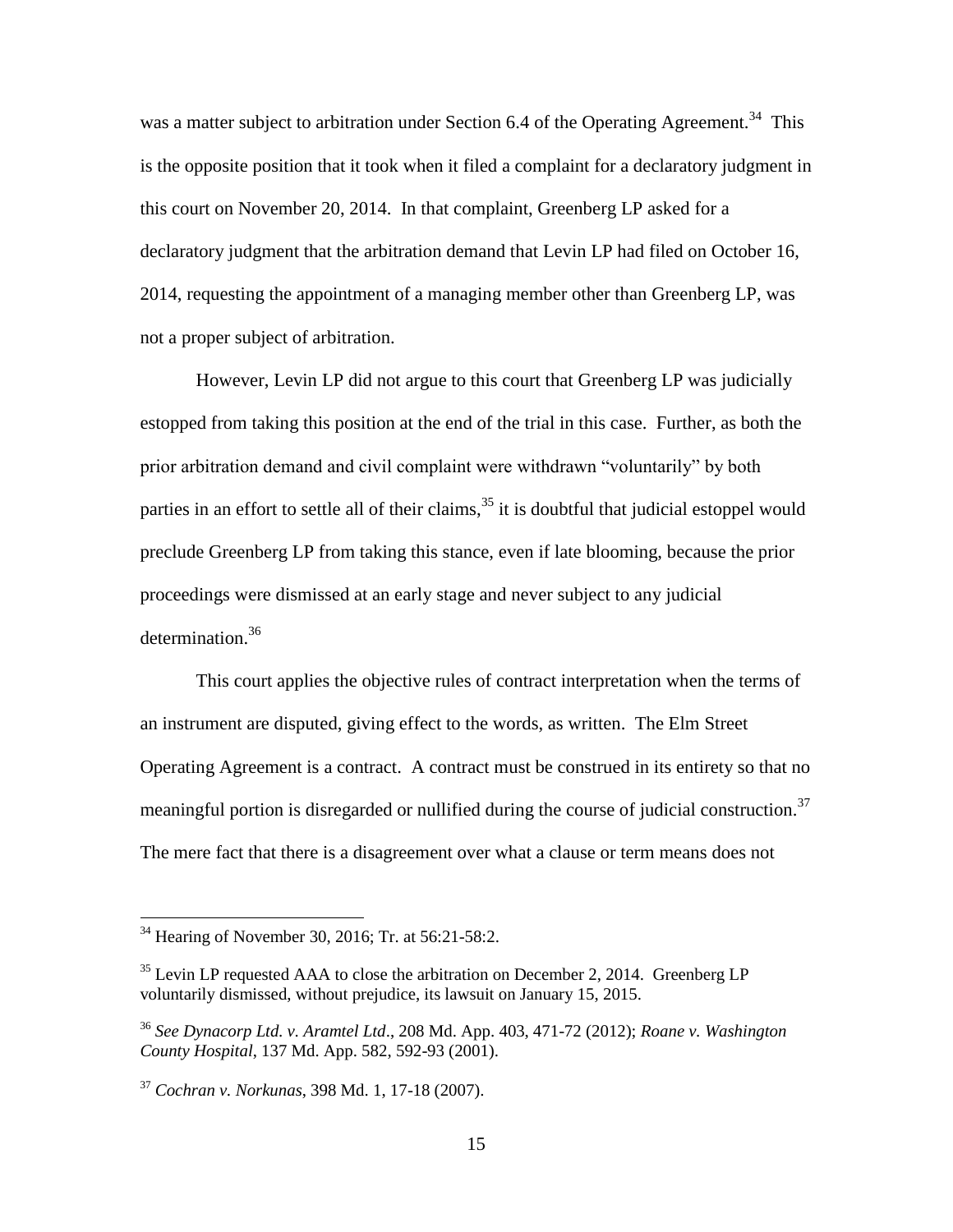was a matter subject to arbitration under Section 6.4 of the Operating Agreement.[34] This is the opposite position that it took when it filed a complaint for a declaratory judgment in this court on November 20, 2014. In that complaint, Greenberg LP asked for a declaratory judgment that the arbitration demand that Levin LP had filed on October 16, 2014, requesting the appointment of a managing member other than Greenberg LP, was not a proper subject of arbitration.

However, Levin LP did not argue to this court that Greenberg LP was judicially estopped from taking this position at the end of the trial in this case. Further, as both the prior arbitration demand and civil complaint were withdrawn "voluntarily" by both parties in an effort to settle all of their claims,[35] it is doubtful that judicial estoppel would preclude Greenberg LP from taking this stance, even if late blooming, because the prior proceedings were dismissed at an early stage and never subject to any judicial determination.[36]

This court applies the objective rules of contract interpretation when the terms of an instrument are disputed, giving effect to the words, as written. The Elm Street Operating Agreement is a contract. A contract must be construed in its entirety so that no meaningful portion is disregarded or nullified during the course of judicial construction.[37] The mere fact that there is a disagreement over what a clause or term means does not

---

[34] Hearing of November 30, 2016; Tr. at 56:21-58:2.

[35] Levin LP requested AAA to close the arbitration on December 2, 2014. Greenberg LP voluntarily dismissed, without prejudice, its lawsuit on January 15, 2015.

[36] *See Dynacorp Ltd. v. Aramtel Ltd*., 208 Md. App. 403, 471-72 (2012); *Roane v. Washington County Hospital*, 137 Md. App. 582, 592-93 (2001).

[37] *Cochran v. Norkunas*, 398 Md. 1, 17-18 (2007).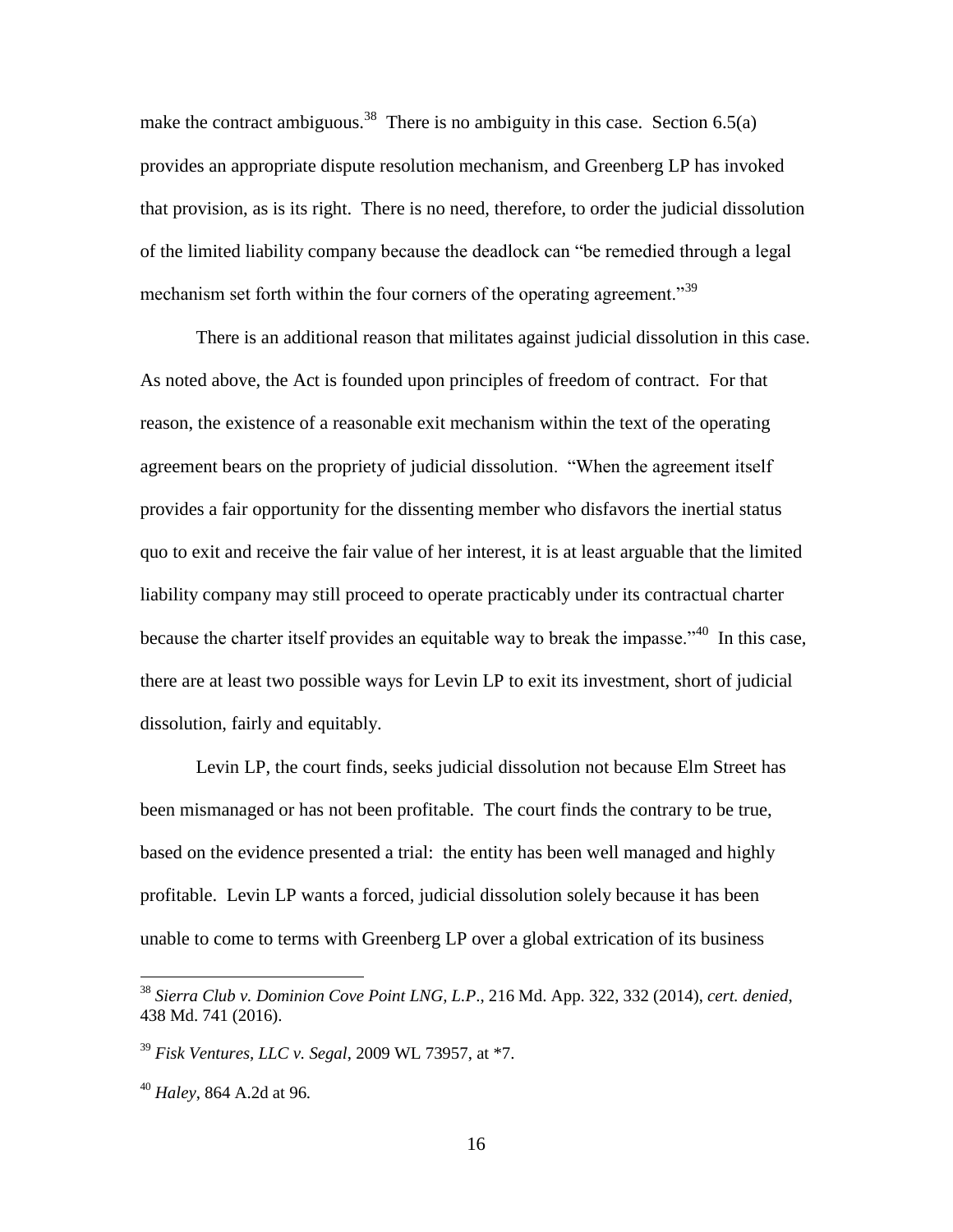make the contract ambiguous.[38] There is no ambiguity in this case. Section 6.5(a) provides an appropriate dispute resolution mechanism, and Greenberg LP has invoked that provision, as is its right. There is no need, therefore, to order the judicial dissolution of the limited liability company because the deadlock can "be remedied through a legal mechanism set forth within the four corners of the operating agreement."[39]

There is an additional reason that militates against judicial dissolution in this case. As noted above, the Act is founded upon principles of freedom of contract. For that reason, the existence of a reasonable exit mechanism within the text of the operating agreement bears on the propriety of judicial dissolution. "When the agreement itself provides a fair opportunity for the dissenting member who disfavors the inertial status quo to exit and receive the fair value of her interest, it is at least arguable that the limited liability company may still proceed to operate practicably under its contractual charter because the charter itself provides an equitable way to break the impasse."[40] In this case, there are at least two possible ways for Levin LP to exit its investment, short of judicial dissolution, fairly and equitably.

Levin LP, the court finds, seeks judicial dissolution not because Elm Street has been mismanaged or has not been profitable. The court finds the contrary to be true, based on the evidence presented a trial: the entity has been well managed and highly profitable. Levin LP wants a forced, judicial dissolution solely because it has been unable to come to terms with Greenberg LP over a global extrication of its business

---

[38] *Sierra Club v. Dominion Cove Point LNG, L.P.*, 216 Md. App. 322, 332 (2014), *cert. denied*, 438 Md. 741 (2016).

[39] *Fisk Ventures, LLC v. Segal*, 2009 WL 73957, at *7.

[40] *Haley*, 864 A.2d at 96.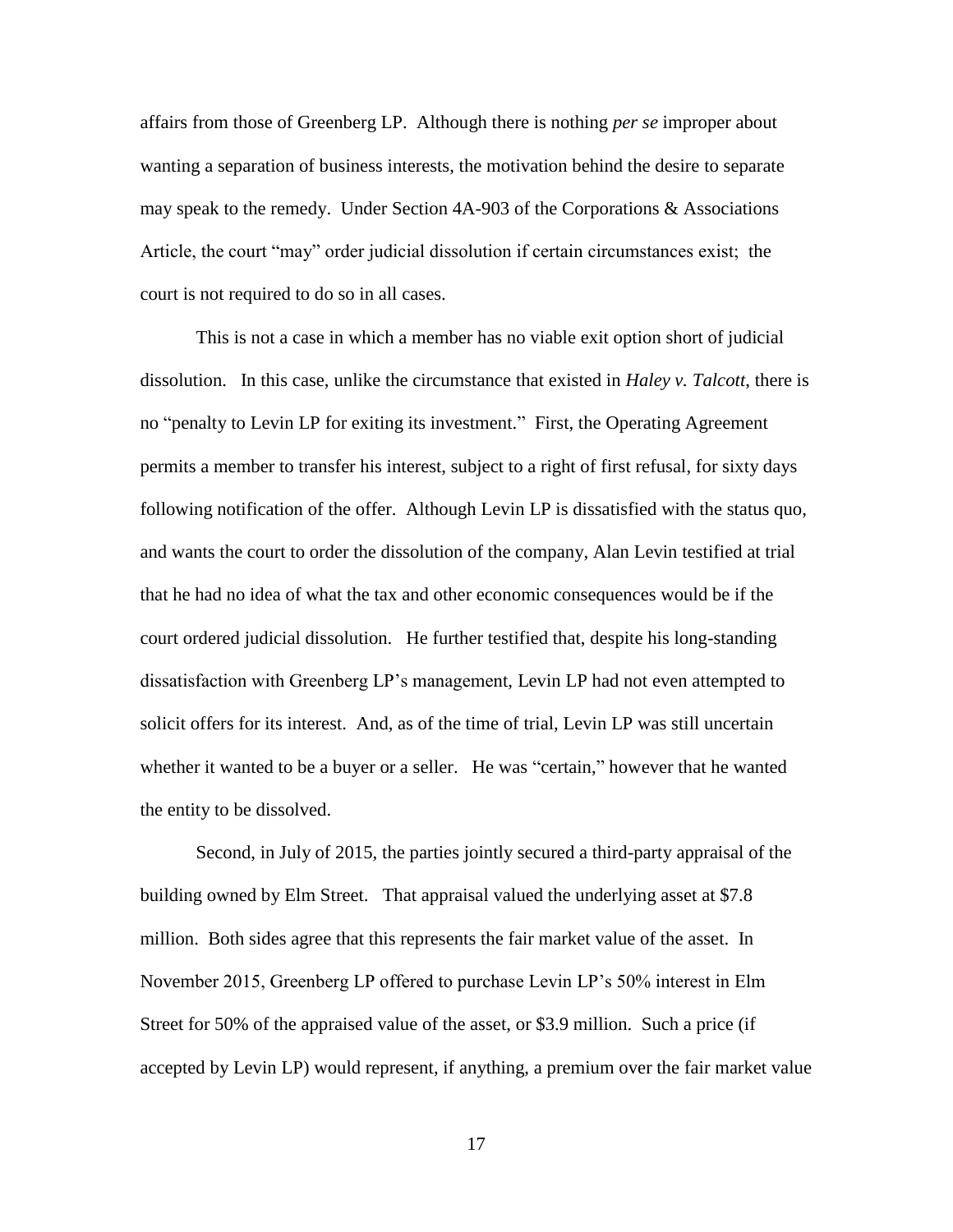affairs from those of Greenberg LP. Although there is nothing *per se* improper about wanting a separation of business interests, the motivation behind the desire to separate may speak to the remedy. Under Section 4A-903 of the Corporations & Associations Article, the court "may" order judicial dissolution if certain circumstances exist; the court is not required to do so in all cases.

This is not a case in which a member has no viable exit option short of judicial dissolution. In this case, unlike the circumstance that existed in *Haley v. Talcott*, there is no "penalty to Levin LP for exiting its investment." First, the Operating Agreement permits a member to transfer his interest, subject to a right of first refusal, for sixty days following notification of the offer. Although Levin LP is dissatisfied with the status quo, and wants the court to order the dissolution of the company, Alan Levin testified at trial that he had no idea of what the tax and other economic consequences would be if the court ordered judicial dissolution. He further testified that, despite his long-standing dissatisfaction with Greenberg LP's management, Levin LP had not even attempted to solicit offers for its interest. And, as of the time of trial, Levin LP was still uncertain whether it wanted to be a buyer or a seller. He was "certain," however that he wanted the entity to be dissolved.

Second, in July of 2015, the parties jointly secured a third-party appraisal of the building owned by Elm Street. That appraisal valued the underlying asset at $7.8 million. Both sides agree that this represents the fair market value of the asset. In November 2015, Greenberg LP offered to purchase Levin LP's 50% interest in Elm Street for 50% of the appraised value of the asset, or $3.9 million. Such a price (if accepted by Levin LP) would represent, if anything, a premium over the fair market value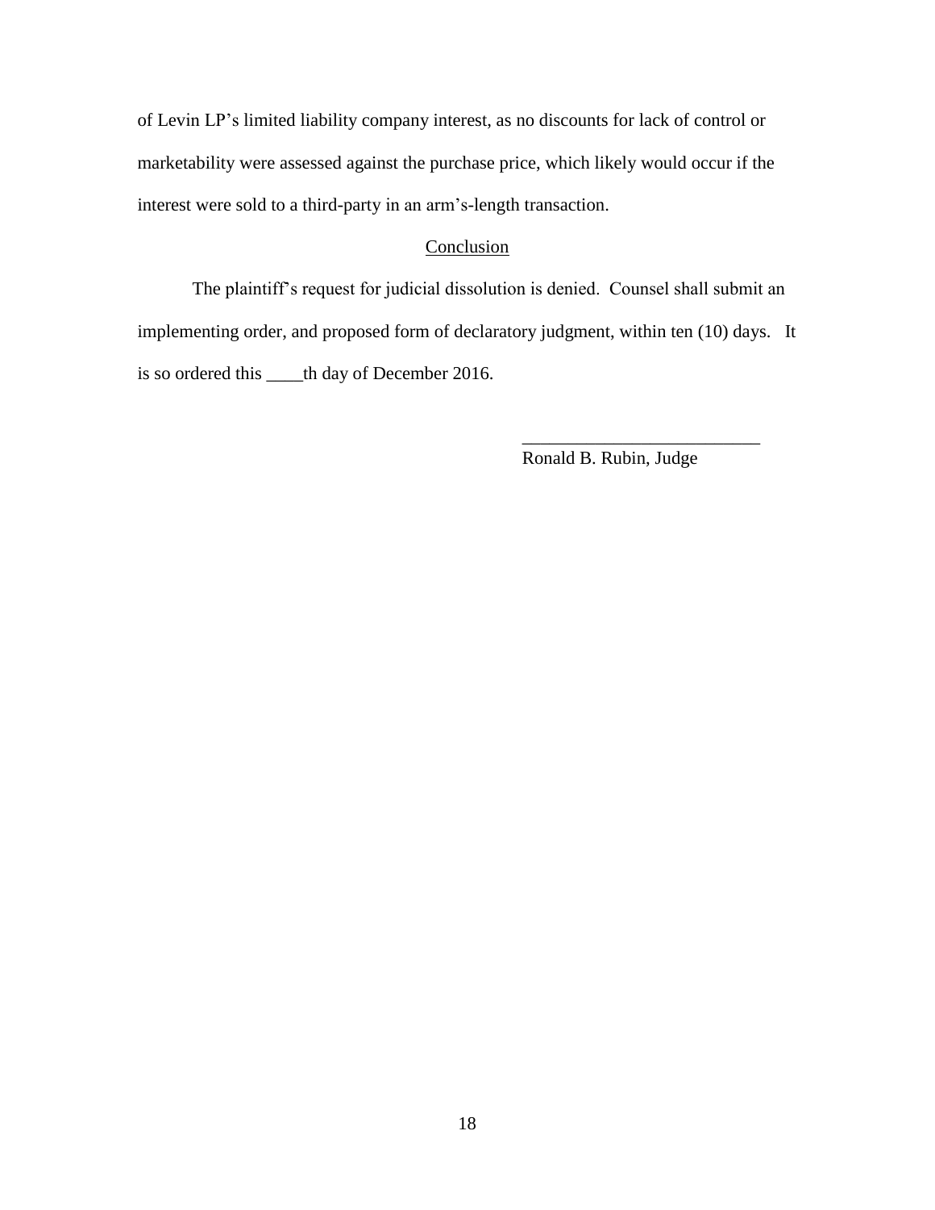of Levin LP's limited liability company interest, as no discounts for lack of control or marketability were assessed against the purchase price, which likely would occur if the interest were sold to a third-party in an arm's-length transaction.

## Conclusion

The plaintiff's request for judicial dissolution is denied. Counsel shall submit an implementing order, and proposed form of declaratory judgment, within ten (10) days. It is so ordered this ____th day of December 2016.

___________________________

Ronald B. Rubin, Judge